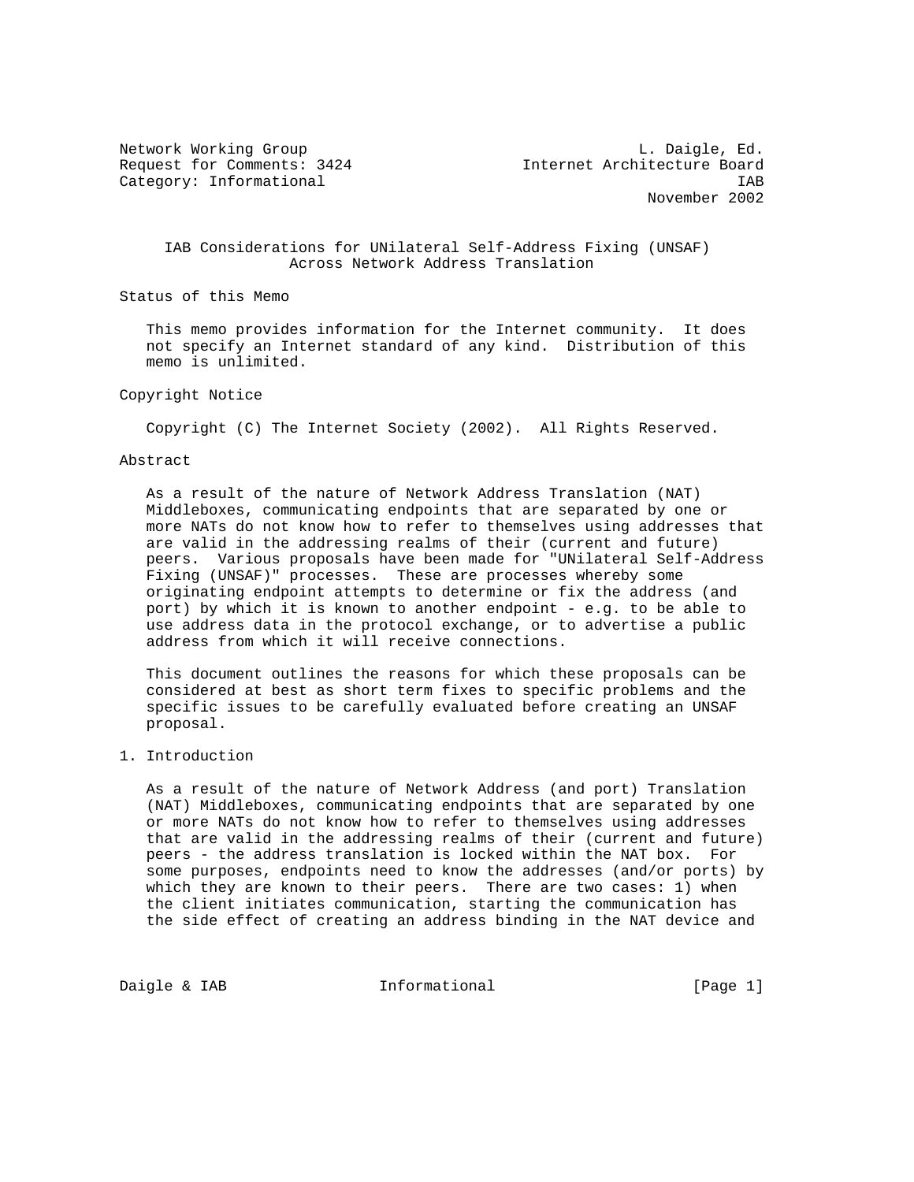Network Working Group L. Daigle, Ed.
Request for Comments: 3424 Internet Architecture Board
Category: Informational IAB
November 2002

# IAB Considerations for UNilateral Self-Address Fixing (UNSAF) Across Network Address Translation

## Status of this Memo

This memo provides information for the Internet community. It does not specify an Internet standard of any kind. Distribution of this memo is unlimited.

## Copyright Notice

Copyright (C) The Internet Society (2002). All Rights Reserved.

## Abstract

As a result of the nature of Network Address Translation (NAT) Middleboxes, communicating endpoints that are separated by one or more NATs do not know how to refer to themselves using addresses that are valid in the addressing realms of their (current and future) peers. Various proposals have been made for "UNilateral Self-Address Fixing (UNSAF)" processes. These are processes whereby some originating endpoint attempts to determine or fix the address (and port) by which it is known to another endpoint - e.g. to be able to use address data in the protocol exchange, or to advertise a public address from which it will receive connections.

This document outlines the reasons for which these proposals can be considered at best as short term fixes to specific problems and the specific issues to be carefully evaluated before creating an UNSAF proposal.

## 1. Introduction

As a result of the nature of Network Address (and port) Translation (NAT) Middleboxes, communicating endpoints that are separated by one or more NATs do not know how to refer to themselves using addresses that are valid in the addressing realms of their (current and future) peers - the address translation is locked within the NAT box. For some purposes, endpoints need to know the addresses (and/or ports) by which they are known to their peers. There are two cases: 1) when the client initiates communication, starting the communication has the side effect of creating an address binding in the NAT device and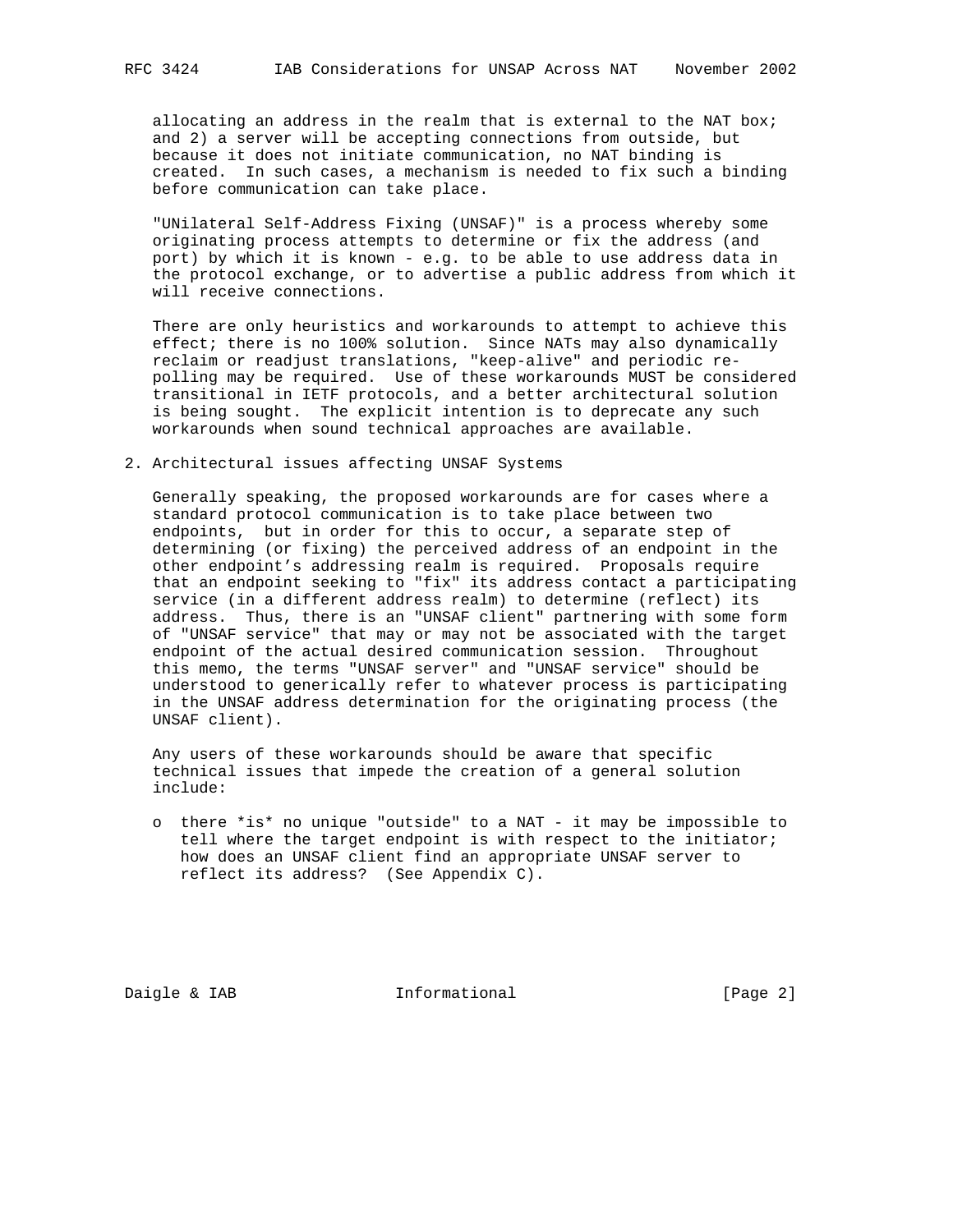allocating an address in the realm that is external to the NAT box; and 2) a server will be accepting connections from outside, but because it does not initiate communication, no NAT binding is created. In such cases, a mechanism is needed to fix such a binding before communication can take place.

"UNilateral Self-Address Fixing (UNSAF)" is a process whereby some originating process attempts to determine or fix the address (and port) by which it is known - e.g. to be able to use address data in the protocol exchange, or to advertise a public address from which it will receive connections.

There are only heuristics and workarounds to attempt to achieve this effect; there is no 100% solution. Since NATs may also dynamically reclaim or readjust translations, "keep-alive" and periodic re-polling may be required. Use of these workarounds MUST be considered transitional in IETF protocols, and a better architectural solution is being sought. The explicit intention is to deprecate any such workarounds when sound technical approaches are available.

## 2. Architectural issues affecting UNSAF Systems

Generally speaking, the proposed workarounds are for cases where a standard protocol communication is to take place between two endpoints, but in order for this to occur, a separate step of determining (or fixing) the perceived address of an endpoint in the other endpoint's addressing realm is required. Proposals require that an endpoint seeking to "fix" its address contact a participating service (in a different address realm) to determine (reflect) its address. Thus, there is an "UNSAF client" partnering with some form of "UNSAF service" that may or may not be associated with the target endpoint of the actual desired communication session. Throughout this memo, the terms "UNSAF server" and "UNSAF service" should be understood to generically refer to whatever process is participating in the UNSAF address determination for the originating process (the UNSAF client).

Any users of these workarounds should be aware that specific technical issues that impede the creation of a general solution include:

- there *is* no unique "outside" to a NAT - it may be impossible to tell where the target endpoint is with respect to the initiator; how does an UNSAF client find an appropriate UNSAF server to reflect its address? (See Appendix C).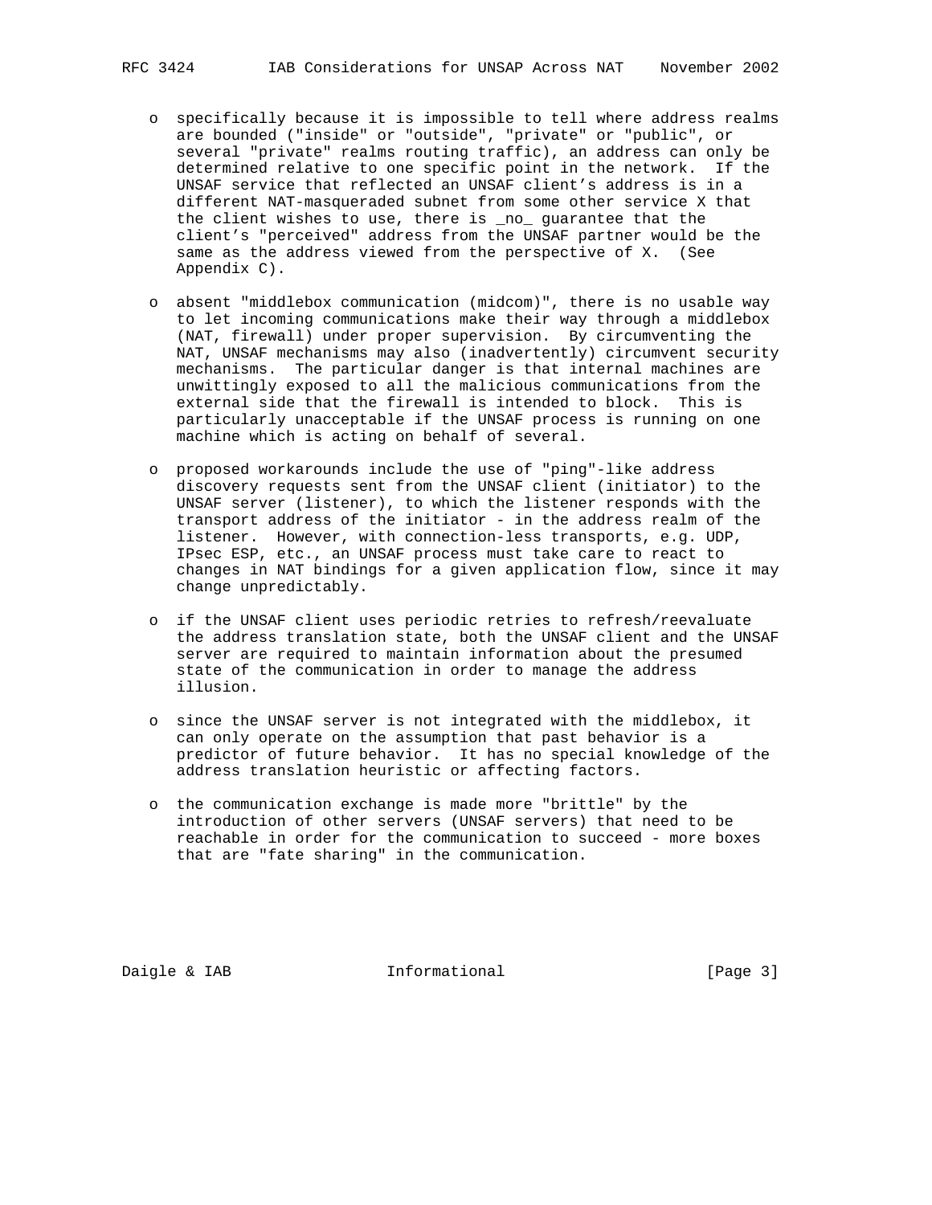- specifically because it is impossible to tell where address realms are bounded ("inside" or "outside", "private" or "public", or several "private" realms routing traffic), an address can only be determined relative to one specific point in the network. If the UNSAF service that reflected an UNSAF client's address is in a different NAT-masqueraded subnet from some other service X that the client wishes to use, there is _no_ guarantee that the client's "perceived" address from the UNSAF partner would be the same as the address viewed from the perspective of X. (See Appendix C).

- absent "middlebox communication (midcom)", there is no usable way to let incoming communications make their way through a middlebox (NAT, firewall) under proper supervision. By circumventing the NAT, UNSAF mechanisms may also (inadvertently) circumvent security mechanisms. The particular danger is that internal machines are unwittingly exposed to all the malicious communications from the external side that the firewall is intended to block. This is particularly unacceptable if the UNSAF process is running on one machine which is acting on behalf of several.

- proposed workarounds include the use of "ping"-like address discovery requests sent from the UNSAF client (initiator) to the UNSAF server (listener), to which the listener responds with the transport address of the initiator - in the address realm of the listener. However, with connection-less transports, e.g. UDP, IPsec ESP, etc., an UNSAF process must take care to react to changes in NAT bindings for a given application flow, since it may change unpredictably.

- if the UNSAF client uses periodic retries to refresh/reevaluate the address translation state, both the UNSAF client and the UNSAF server are required to maintain information about the presumed state of the communication in order to manage the address illusion.

- since the UNSAF server is not integrated with the middlebox, it can only operate on the assumption that past behavior is a predictor of future behavior. It has no special knowledge of the address translation heuristic or affecting factors.

- the communication exchange is made more "brittle" by the introduction of other servers (UNSAF servers) that need to be reachable in order for the communication to succeed - more boxes that are "fate sharing" in the communication.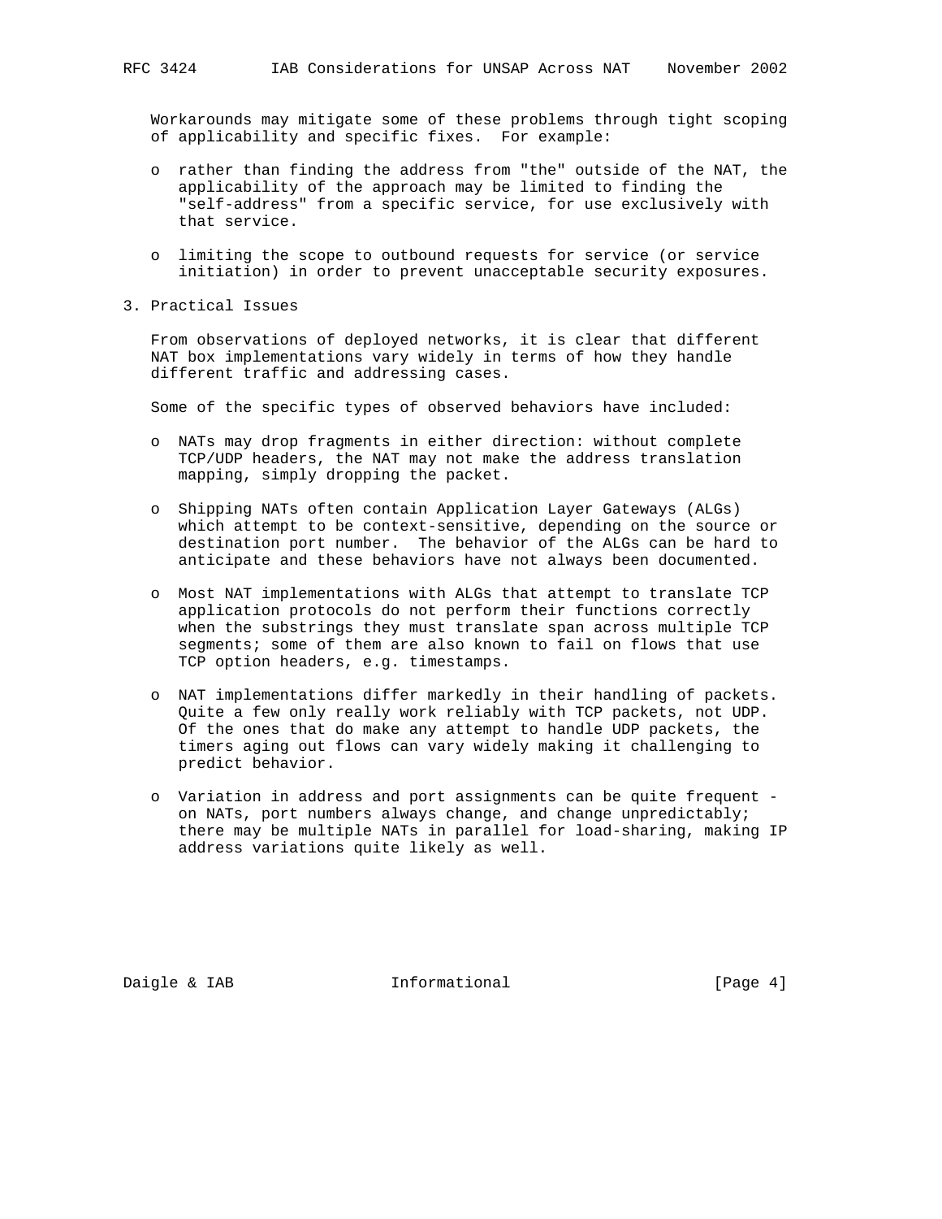Workarounds may mitigate some of these problems through tight scoping of applicability and specific fixes. For example:

- rather than finding the address from "the" outside of the NAT, the applicability of the approach may be limited to finding the "self-address" from a specific service, for use exclusively with that service.

- limiting the scope to outbound requests for service (or service initiation) in order to prevent unacceptable security exposures.

## 3. Practical Issues

From observations of deployed networks, it is clear that different NAT box implementations vary widely in terms of how they handle different traffic and addressing cases.

Some of the specific types of observed behaviors have included:

- NATs may drop fragments in either direction: without complete TCP/UDP headers, the NAT may not make the address translation mapping, simply dropping the packet.

- Shipping NATs often contain Application Layer Gateways (ALGs) which attempt to be context-sensitive, depending on the source or destination port number. The behavior of the ALGs can be hard to anticipate and these behaviors have not always been documented.

- Most NAT implementations with ALGs that attempt to translate TCP application protocols do not perform their functions correctly when the substrings they must translate span across multiple TCP segments; some of them are also known to fail on flows that use TCP option headers, e.g. timestamps.

- NAT implementations differ markedly in their handling of packets. Quite a few only really work reliably with TCP packets, not UDP. Of the ones that do make any attempt to handle UDP packets, the timers aging out flows can vary widely making it challenging to predict behavior.

- Variation in address and port assignments can be quite frequent - on NATs, port numbers always change, and change unpredictably; there may be multiple NATs in parallel for load-sharing, making IP address variations quite likely as well.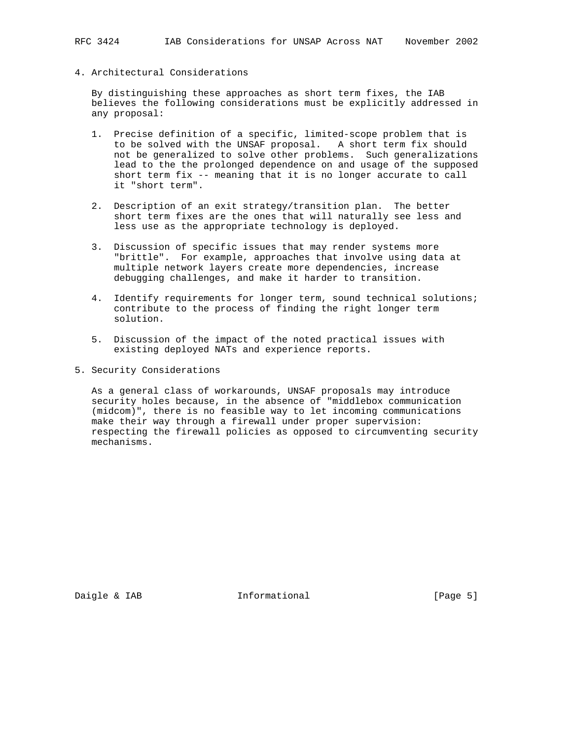## 4. Architectural Considerations

By distinguishing these approaches as short term fixes, the IAB believes the following considerations must be explicitly addressed in any proposal:

1. Precise definition of a specific, limited-scope problem that is to be solved with the UNSAF proposal. A short term fix should not be generalized to solve other problems. Such generalizations lead to the the prolonged dependence on and usage of the supposed short term fix -- meaning that it is no longer accurate to call it "short term".

2. Description of an exit strategy/transition plan. The better short term fixes are the ones that will naturally see less and less use as the appropriate technology is deployed.

3. Discussion of specific issues that may render systems more "brittle". For example, approaches that involve using data at multiple network layers create more dependencies, increase debugging challenges, and make it harder to transition.

4. Identify requirements for longer term, sound technical solutions; contribute to the process of finding the right longer term solution.

5. Discussion of the impact of the noted practical issues with existing deployed NATs and experience reports.

## 5. Security Considerations

As a general class of workarounds, UNSAF proposals may introduce security holes because, in the absence of "middlebox communication (midcom)", there is no feasible way to let incoming communications make their way through a firewall under proper supervision: respecting the firewall policies as opposed to circumventing security mechanisms.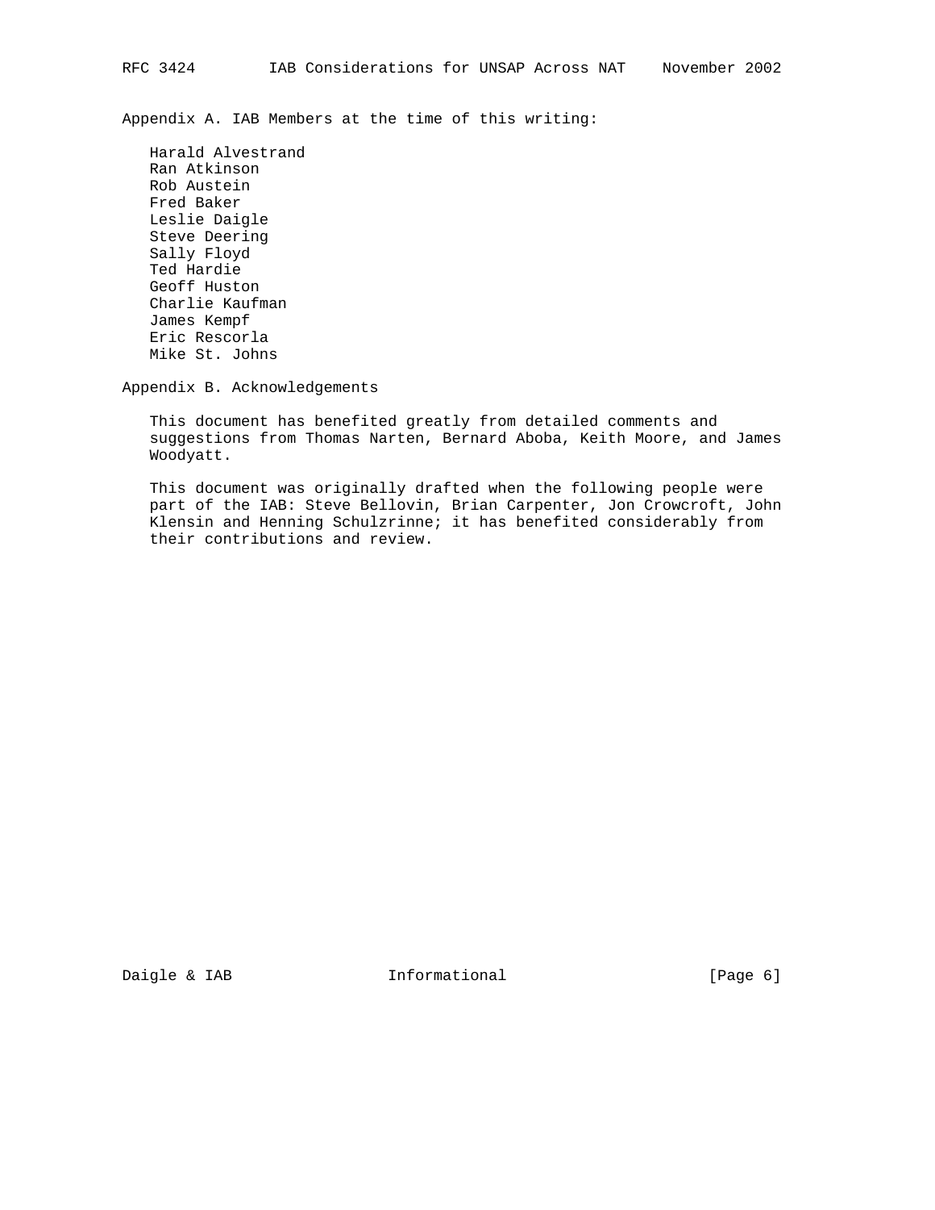## Appendix A. IAB Members at the time of this writing:

Harald Alvestrand
Ran Atkinson
Rob Austein
Fred Baker
Leslie Daigle
Steve Deering
Sally Floyd
Ted Hardie
Geoff Huston
Charlie Kaufman
James Kempf
Eric Rescorla
Mike St. Johns

## Appendix B. Acknowledgements

This document has benefited greatly from detailed comments and suggestions from Thomas Narten, Bernard Aboba, Keith Moore, and James Woodyatt.

This document was originally drafted when the following people were part of the IAB: Steve Bellovin, Brian Carpenter, Jon Crowcroft, John Klensin and Henning Schulzrinne; it has benefited considerably from their contributions and review.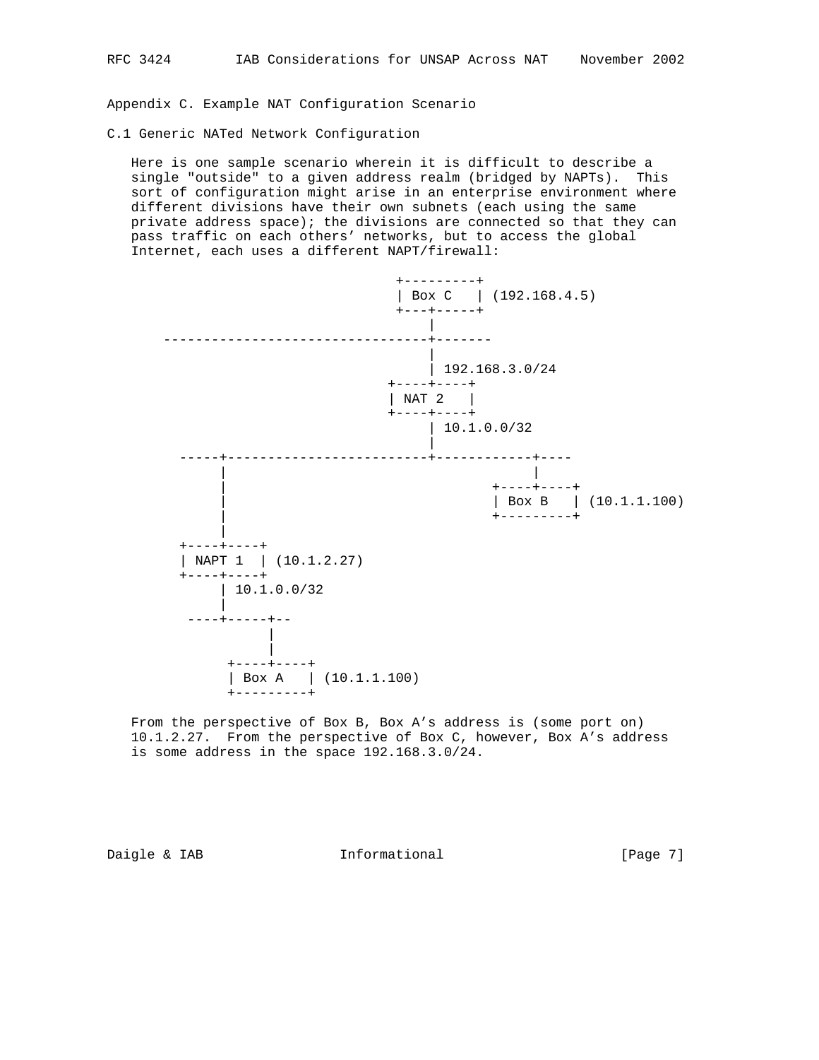## Appendix C. Example NAT Configuration Scenario

### C.1 Generic NATed Network Configuration

Here is one sample scenario wherein it is difficult to describe a single "outside" to a given address realm (bridged by NAPTs). This sort of configuration might arise in an enterprise environment where different divisions have their own subnets (each using the same private address space); the divisions are connected so that they can pass traffic on each others' networks, but to access the global Internet, each uses a different NAPT/firewall:

```
                                 +---------+
                                 | Box C   | (192.168.4.5)
                                 +---+-----+
                                     |
         --------------------------------+-------
                                     |
                                     | 192.168.3.0/24
                                +----+----+
                                | NAT 2   |
                                +----+----+
                                     | 10.1.0.0/32
                                     |
           -----+--------------------------+------------+----
                |                                       |
                |                                  +----+----+
                |                                  | Box B   | (10.1.1.100)
                |                                  +---------+
                |
           +----+----+
           | NAPT 1  | (10.1.2.27)
           +----+----+
                | 10.1.0.0/32
                |
            ----+-----+--
                      |
                      |
                 +----+----+
                 | Box A   | (10.1.1.100)
                 +---------+
```

From the perspective of Box B, Box A's address is (some port on) 10.1.2.27. From the perspective of Box C, however, Box A's address is some address in the space 192.168.3.0/24.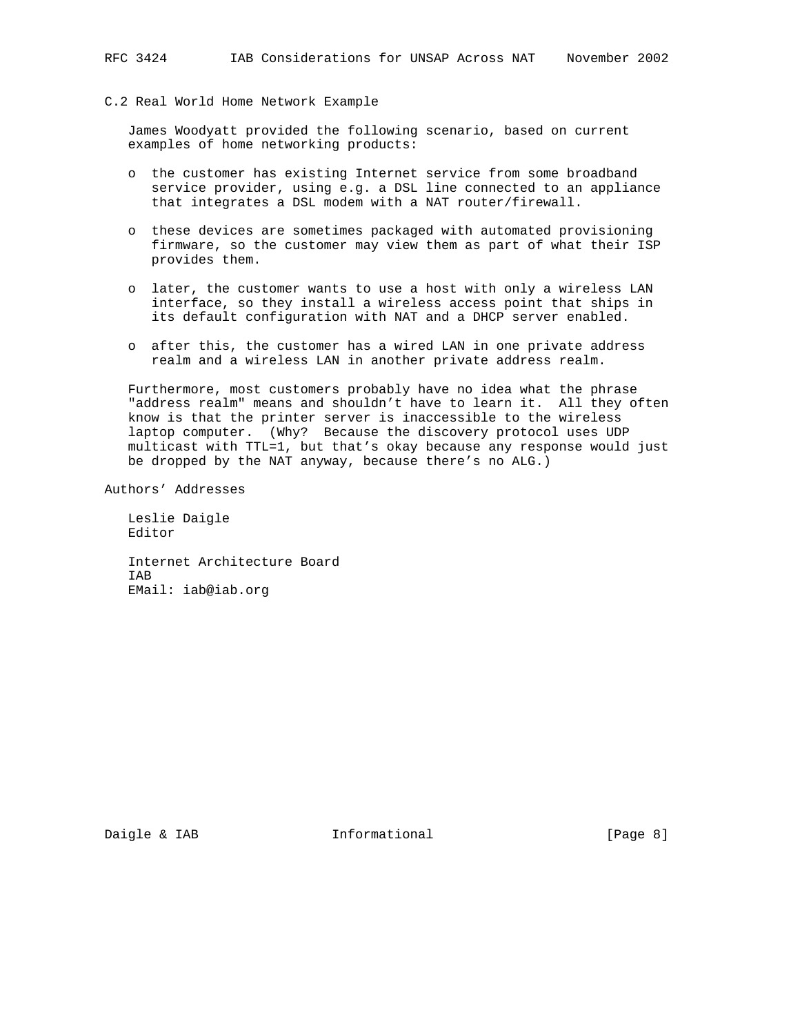## C.2 Real World Home Network Example

James Woodyatt provided the following scenario, based on current examples of home networking products:

- the customer has existing Internet service from some broadband service provider, using e.g. a DSL line connected to an appliance that integrates a DSL modem with a NAT router/firewall.
- these devices are sometimes packaged with automated provisioning firmware, so the customer may view them as part of what their ISP provides them.
- later, the customer wants to use a host with only a wireless LAN interface, so they install a wireless access point that ships in its default configuration with NAT and a DHCP server enabled.
- after this, the customer has a wired LAN in one private address realm and a wireless LAN in another private address realm.

Furthermore, most customers probably have no idea what the phrase "address realm" means and shouldn't have to learn it. All they often know is that the printer server is inaccessible to the wireless laptop computer. (Why? Because the discovery protocol uses UDP multicast with TTL=1, but that's okay because any response would just be dropped by the NAT anyway, because there's no ALG.)

## Authors' Addresses

Leslie Daigle
Editor

Internet Architecture Board
IAB
EMail: iab@iab.org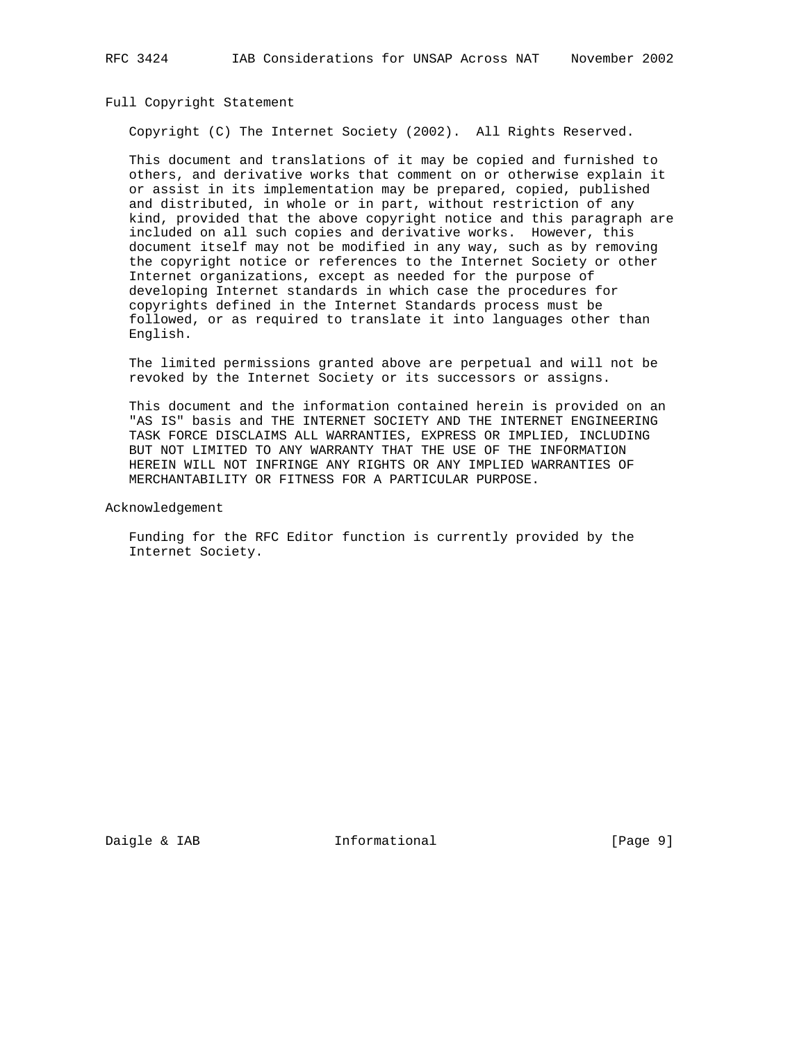## Full Copyright Statement

Copyright (C) The Internet Society (2002). All Rights Reserved.

This document and translations of it may be copied and furnished to others, and derivative works that comment on or otherwise explain it or assist in its implementation may be prepared, copied, published and distributed, in whole or in part, without restriction of any kind, provided that the above copyright notice and this paragraph are included on all such copies and derivative works. However, this document itself may not be modified in any way, such as by removing the copyright notice or references to the Internet Society or other Internet organizations, except as needed for the purpose of developing Internet standards in which case the procedures for copyrights defined in the Internet Standards process must be followed, or as required to translate it into languages other than English.

The limited permissions granted above are perpetual and will not be revoked by the Internet Society or its successors or assigns.

This document and the information contained herein is provided on an "AS IS" basis and THE INTERNET SOCIETY AND THE INTERNET ENGINEERING TASK FORCE DISCLAIMS ALL WARRANTIES, EXPRESS OR IMPLIED, INCLUDING BUT NOT LIMITED TO ANY WARRANTY THAT THE USE OF THE INFORMATION HEREIN WILL NOT INFRINGE ANY RIGHTS OR ANY IMPLIED WARRANTIES OF MERCHANTABILITY OR FITNESS FOR A PARTICULAR PURPOSE.

## Acknowledgement

Funding for the RFC Editor function is currently provided by the Internet Society.